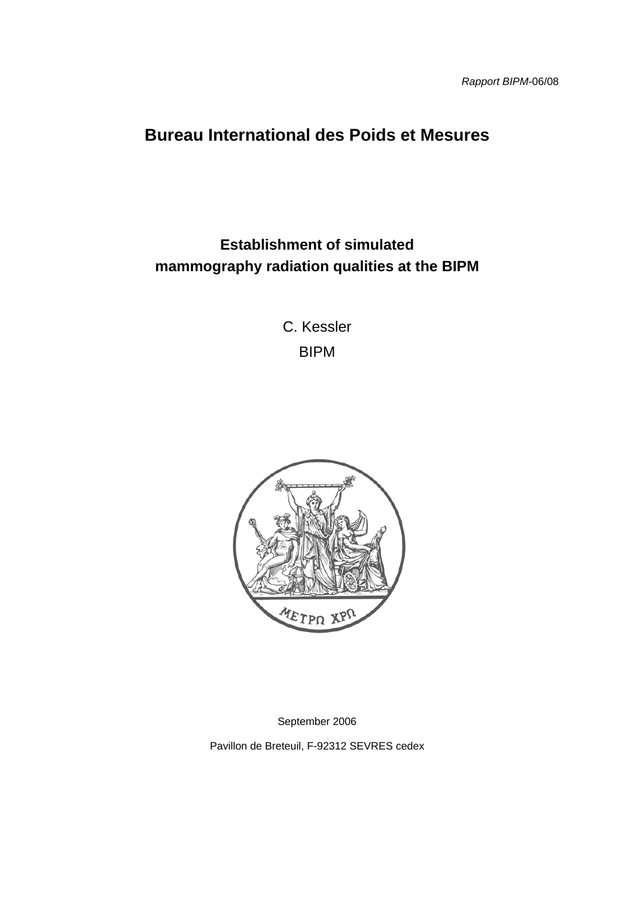*Rapport BIPM*-06/08

# Bureau International des Poids et Mesures

## Establishment of simulated mammography radiation qualities at the BIPM

C. Kessler

BIPM

September 2006

Pavillon de Breteuil, F-92312 SEVRES cedex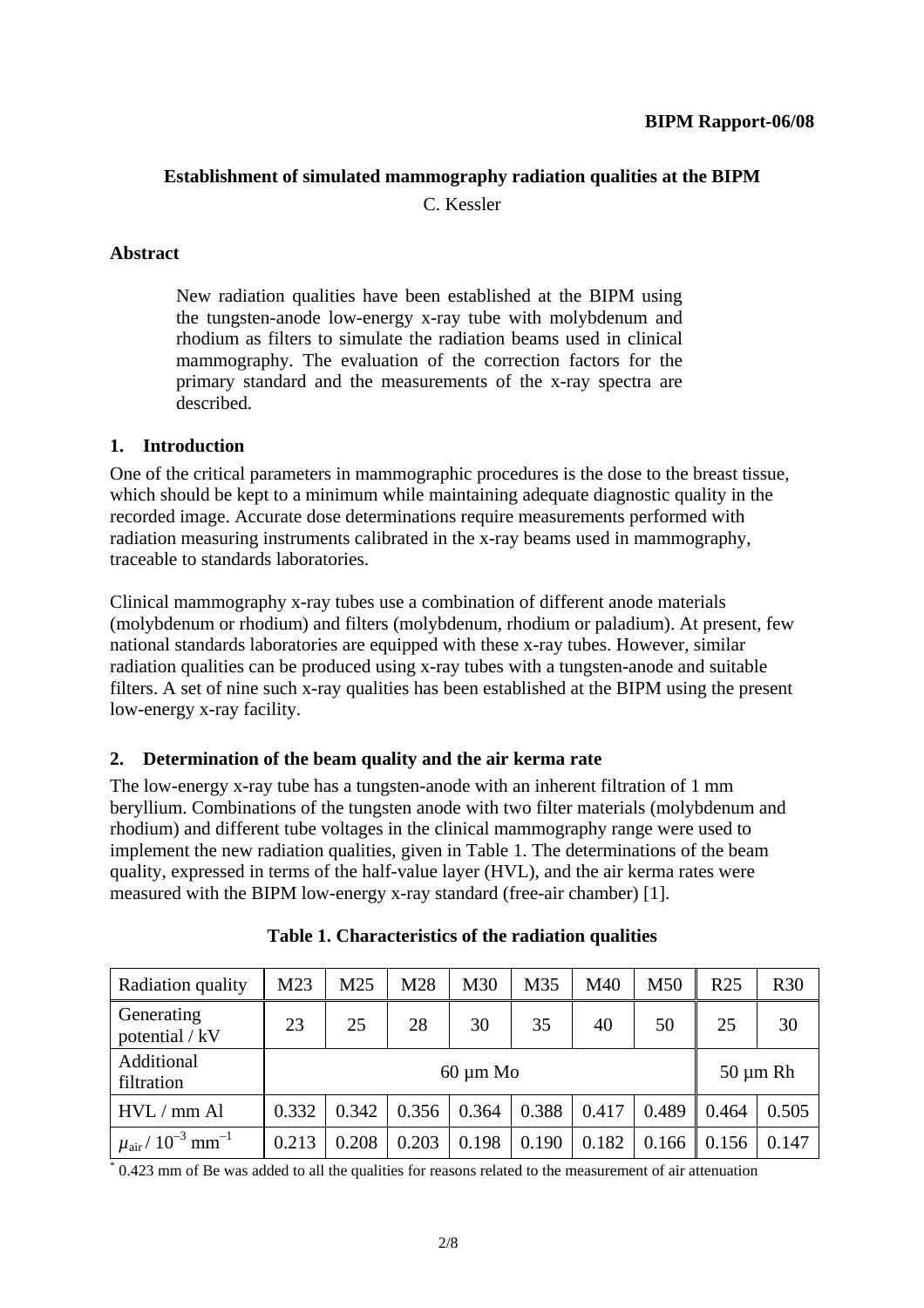**BIPM Rapport-06/08**

## Establishment of simulated mammography radiation qualities at the BIPM

C. Kessler

### Abstract

New radiation qualities have been established at the BIPM using the tungsten-anode low-energy x-ray tube with molybdenum and rhodium as filters to simulate the radiation beams used in clinical mammography. The evaluation of the correction factors for the primary standard and the measurements of the x-ray spectra are described.

### 1. Introduction

One of the critical parameters in mammographic procedures is the dose to the breast tissue, which should be kept to a minimum while maintaining adequate diagnostic quality in the recorded image. Accurate dose determinations require measurements performed with radiation measuring instruments calibrated in the x-ray beams used in mammography, traceable to standards laboratories.

Clinical mammography x-ray tubes use a combination of different anode materials (molybdenum or rhodium) and filters (molybdenum, rhodium or paladium). At present, few national standards laboratories are equipped with these x-ray tubes. However, similar radiation qualities can be produced using x-ray tubes with a tungsten-anode and suitable filters. A set of nine such x-ray qualities has been established at the BIPM using the present low-energy x-ray facility.

### 2. Determination of the beam quality and the air kerma rate

The low-energy x-ray tube has a tungsten-anode with an inherent filtration of 1 mm beryllium. Combinations of the tungsten anode with two filter materials (molybdenum and rhodium) and different tube voltages in the clinical mammography range were used to implement the new radiation qualities, given in Table 1. The determinations of the beam quality, expressed in terms of the half-value layer (HVL), and the air kerma rates were measured with the BIPM low-energy x-ray standard (free-air chamber) [1].

**Table 1. Characteristics of the radiation qualities**

| Radiation quality | M23 | M25 | M28 | M30 | M35 | M40 | M50 | R25 | R30 |
|---|---|---|---|---|---|---|---|---|---|
| Generating potential / kV | 23 | 25 | 28 | 30 | 35 | 40 | 50 | 25 | 30 |
| Additional filtration | 60 µm Mo | | | | | | | 50 µm Rh | |
| HVL / mm Al | 0.332 | 0.342 | 0.356 | 0.364 | 0.388 | 0.417 | 0.489 | 0.464 | 0.505 |
| $\mu_{air}$ / $10^{-3}$ mm$^{-1}$ | 0.213 | 0.208 | 0.203 | 0.198 | 0.190 | 0.182 | 0.166 | 0.156 | 0.147 |

[*] 0.423 mm of Be was added to all the qualities for reasons related to the measurement of air attenuation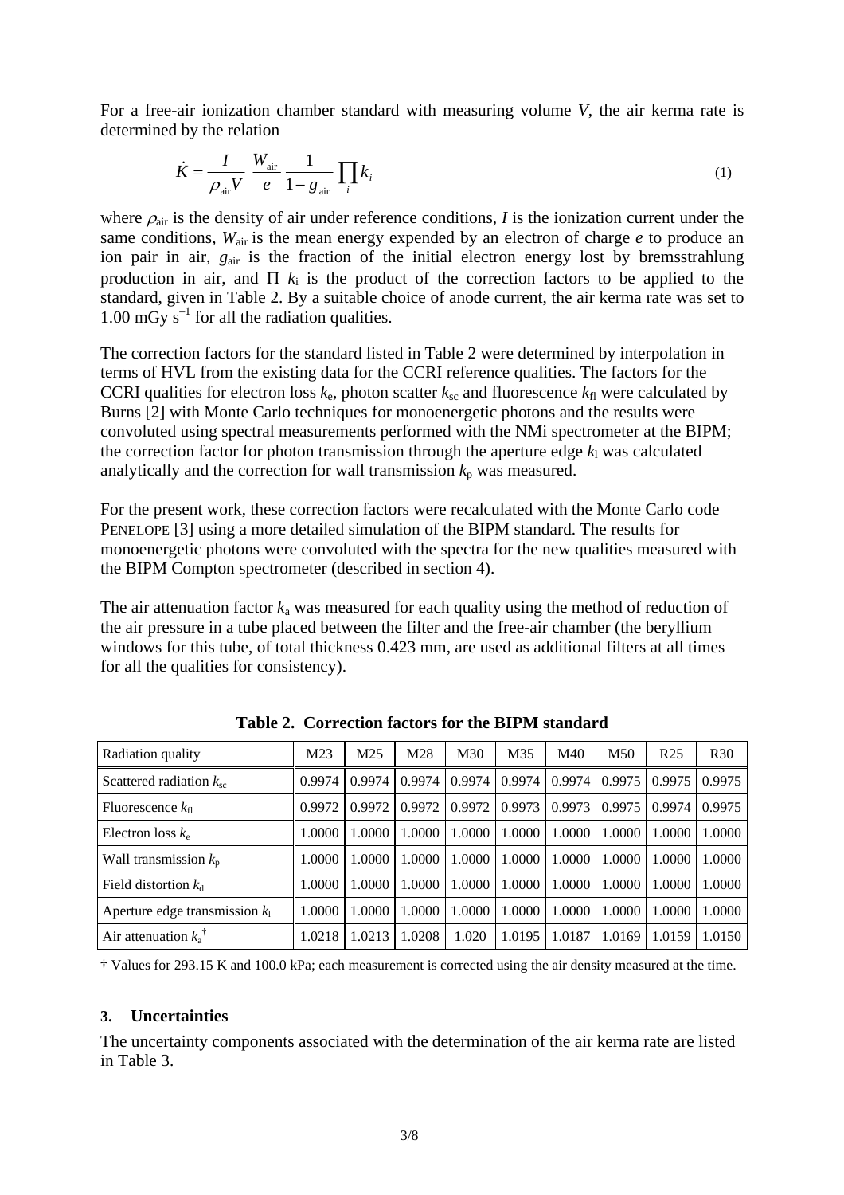For a free-air ionization chamber standard with measuring volume $V$, the air kerma rate is determined by the relation

$$\dot{K} = \frac{I}{\rho_{\mathrm{air}} V} \frac{W_{\mathrm{air}}}{e} \frac{1}{1 - g_{\mathrm{air}}} \prod_i k_i \tag{1}$$

where $\rho_{\mathrm{air}}$ is the density of air under reference conditions, $I$ is the ionization current under the same conditions, $W_{\mathrm{air}}$ is the mean energy expended by an electron of charge $e$ to produce an ion pair in air, $g_{\mathrm{air}}$ is the fraction of the initial electron energy lost by bremsstrahlung production in air, and $\Pi\ k_i$ is the product of the correction factors to be applied to the standard, given in Table 2. By a suitable choice of anode current, the air kerma rate was set to 1.00 mGy s$^{-1}$ for all the radiation qualities.

The correction factors for the standard listed in Table 2 were determined by interpolation in terms of HVL from the existing data for the CCRI reference qualities. The factors for the CCRI qualities for electron loss $k_e$, photon scatter $k_{sc}$ and fluorescence $k_{fl}$ were calculated by Burns [2] with Monte Carlo techniques for monoenergetic photons and the results were convoluted using spectral measurements performed with the NMi spectrometer at the BIPM; the correction factor for photon transmission through the aperture edge $k_l$ was calculated analytically and the correction for wall transmission $k_p$ was measured.

For the present work, these correction factors were recalculated with the Monte Carlo code PENELOPE [3] using a more detailed simulation of the BIPM standard. The results for monoenergetic photons were convoluted with the spectra for the new qualities measured with the BIPM Compton spectrometer (described in section 4).

The air attenuation factor $k_a$ was measured for each quality using the method of reduction of the air pressure in a tube placed between the filter and the free-air chamber (the beryllium windows for this tube, of total thickness 0.423 mm, are used as additional filters at all times for all the qualities for consistency).

**Table 2. Correction factors for the BIPM standard**

| Radiation quality | M23 | M25 | M28 | M30 | M35 | M40 | M50 | R25 | R30 |
|---|---|---|---|---|---|---|---|---|---|
| Scattered radiation $k_{sc}$ | 0.9974 | 0.9974 | 0.9974 | 0.9974 | 0.9974 | 0.9974 | 0.9975 | 0.9975 | 0.9975 |
| Fluorescence $k_{fl}$ | 0.9972 | 0.9972 | 0.9972 | 0.9972 | 0.9973 | 0.9973 | 0.9975 | 0.9974 | 0.9975 |
| Electron loss $k_e$ | 1.0000 | 1.0000 | 1.0000 | 1.0000 | 1.0000 | 1.0000 | 1.0000 | 1.0000 | 1.0000 |
| Wall transmission $k_p$ | 1.0000 | 1.0000 | 1.0000 | 1.0000 | 1.0000 | 1.0000 | 1.0000 | 1.0000 | 1.0000 |
| Field distortion $k_d$ | 1.0000 | 1.0000 | 1.0000 | 1.0000 | 1.0000 | 1.0000 | 1.0000 | 1.0000 | 1.0000 |
| Aperture edge transmission $k_l$ | 1.0000 | 1.0000 | 1.0000 | 1.0000 | 1.0000 | 1.0000 | 1.0000 | 1.0000 | 1.0000 |
| Air attenuation $k_a$ † | 1.0218 | 1.0213 | 1.0208 | 1.020 | 1.0195 | 1.0187 | 1.0169 | 1.0159 | 1.0150 |

† Values for 293.15 K and 100.0 kPa; each measurement is corrected using the air density measured at the time.

## 3. Uncertainties

The uncertainty components associated with the determination of the air kerma rate are listed in Table 3.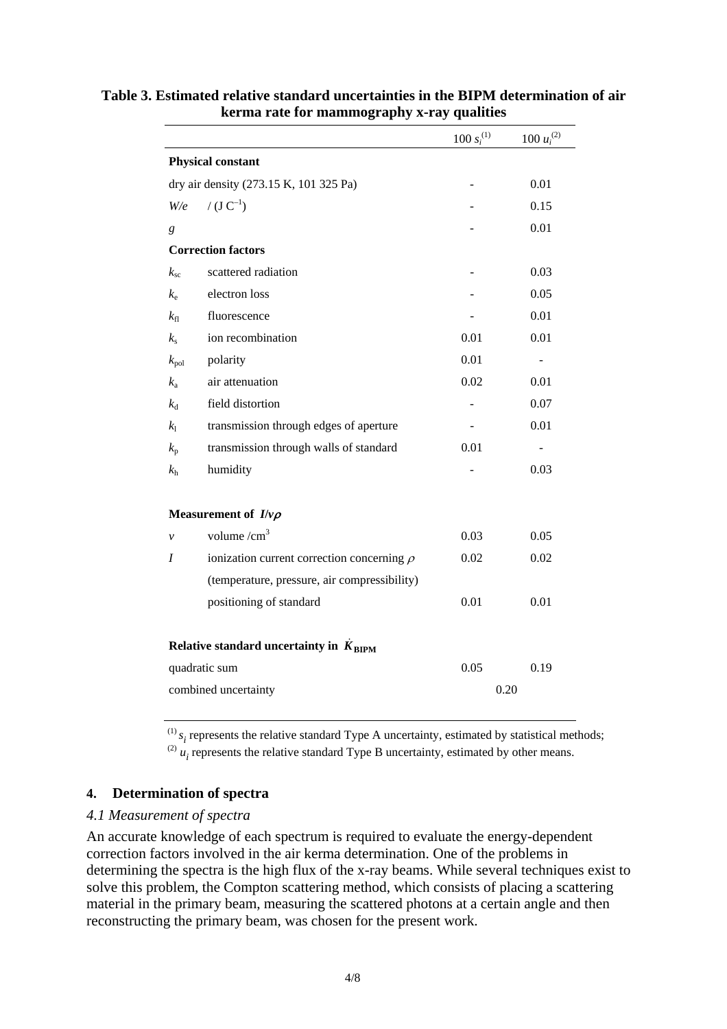**Table 3. Estimated relative standard uncertainties in the BIPM determination of air kerma rate for mammography x-ray qualities**

| | | $100\ s_i$[(1)] | $100\ u_i$[(2)] |
|---|---|---|---|
| **Physical constant** | | | |
| dry air density (273.15 K, 101 325 Pa) | | - | 0.01 |
| $W/e$ | / (J C$^{-1}$) | - | 0.15 |
| $g$ | | - | 0.01 |
| **Correction factors** | | | |
| $k_{sc}$ | scattered radiation | - | 0.03 |
| $k_e$ | electron loss | - | 0.05 |
| $k_{fl}$ | fluorescence | - | 0.01 |
| $k_s$ | ion recombination | 0.01 | 0.01 |
| $k_{pol}$ | polarity | 0.01 | - |
| $k_a$ | air attenuation | 0.02 | 0.01 |
| $k_d$ | field distortion | - | 0.07 |
| $k_l$ | transmission through edges of aperture | - | 0.01 |
| $k_p$ | transmission through walls of standard | 0.01 | - |
| $k_h$ | humidity | - | 0.03 |
| **Measurement of $I/v\rho$** | | | |
| $v$ | volume /cm$^3$ | 0.03 | 0.05 |
| $I$ | ionization current correction concerning $\rho$ (temperature, pressure, air compressibility) | 0.02 | 0.02 |
| | positioning of standard | 0.01 | 0.01 |
| **Relative standard uncertainty in $\dot{K}_{\mathrm{BIPM}}$** | | | |
| quadratic sum | | 0.05 | 0.19 |
| combined uncertainty | | 0.20 | |

[(1)] $s_i$ represents the relative standard Type A uncertainty, estimated by statistical methods;
[(2)] $u_i$ represents the relative standard Type B uncertainty, estimated by other means.

## 4. Determination of spectra

### *4.1 Measurement of spectra*

An accurate knowledge of each spectrum is required to evaluate the energy-dependent correction factors involved in the air kerma determination. One of the problems in determining the spectra is the high flux of the x-ray beams. While several techniques exist to solve this problem, the Compton scattering method, which consists of placing a scattering material in the primary beam, measuring the scattered photons at a certain angle and then reconstructing the primary beam, was chosen for the present work.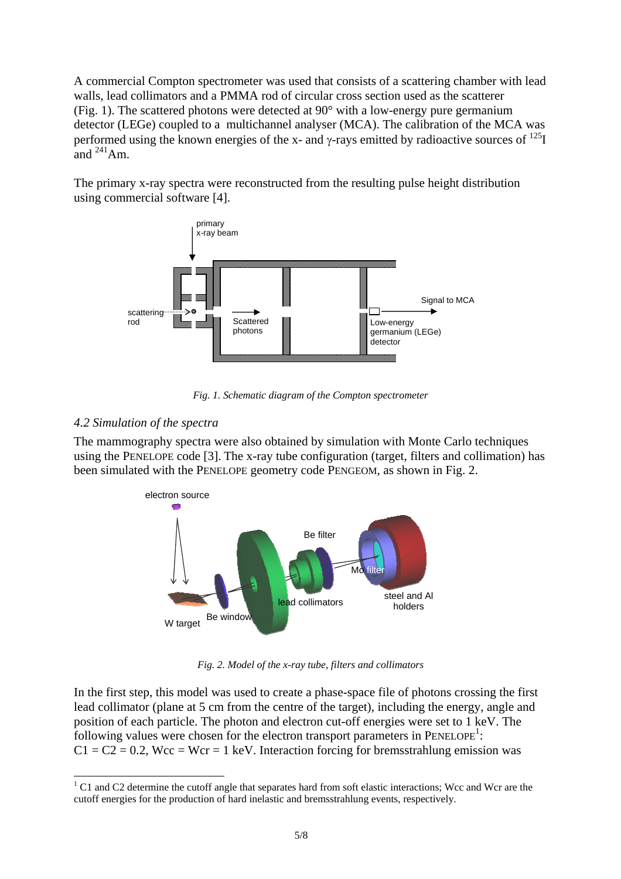A commercial Compton spectrometer was used that consists of a scattering chamber with lead walls, lead collimators and a PMMA rod of circular cross section used as the scatterer (Fig. 1). The scattered photons were detected at 90° with a low-energy pure germanium detector (LEGe) coupled to a multichannel analyser (MCA). The calibration of the MCA was performed using the known energies of the x- and γ-rays emitted by radioactive sources of $^{125}$I and $^{241}$Am.

The primary x-ray spectra were reconstructed from the resulting pulse height distribution using commercial software [4].

*Fig. 1. Schematic diagram of the Compton spectrometer*

### *4.2 Simulation of the spectra*

The mammography spectra were also obtained by simulation with Monte Carlo techniques using the PENELOPE code [3]. The x-ray tube configuration (target, filters and collimation) has been simulated with the PENELOPE geometry code PENGEOM, as shown in Fig. 2.

*Fig. 2. Model of the x-ray tube, filters and collimators*

In the first step, this model was used to create a phase-space file of photons crossing the first lead collimator (plane at 5 cm from the centre of the target), including the energy, angle and position of each particle. The photon and electron cut-off energies were set to 1 keV. The following values were chosen for the electron transport parameters in PENELOPE[1]: C1 = C2 = 0.2, Wcc = Wcr = 1 keV. Interaction forcing for bremsstrahlung emission was

[1] C1 and C2 determine the cutoff angle that separates hard from soft elastic interactions; Wcc and Wcr are the cutoff energies for the production of hard inelastic and bremsstrahlung events, respectively.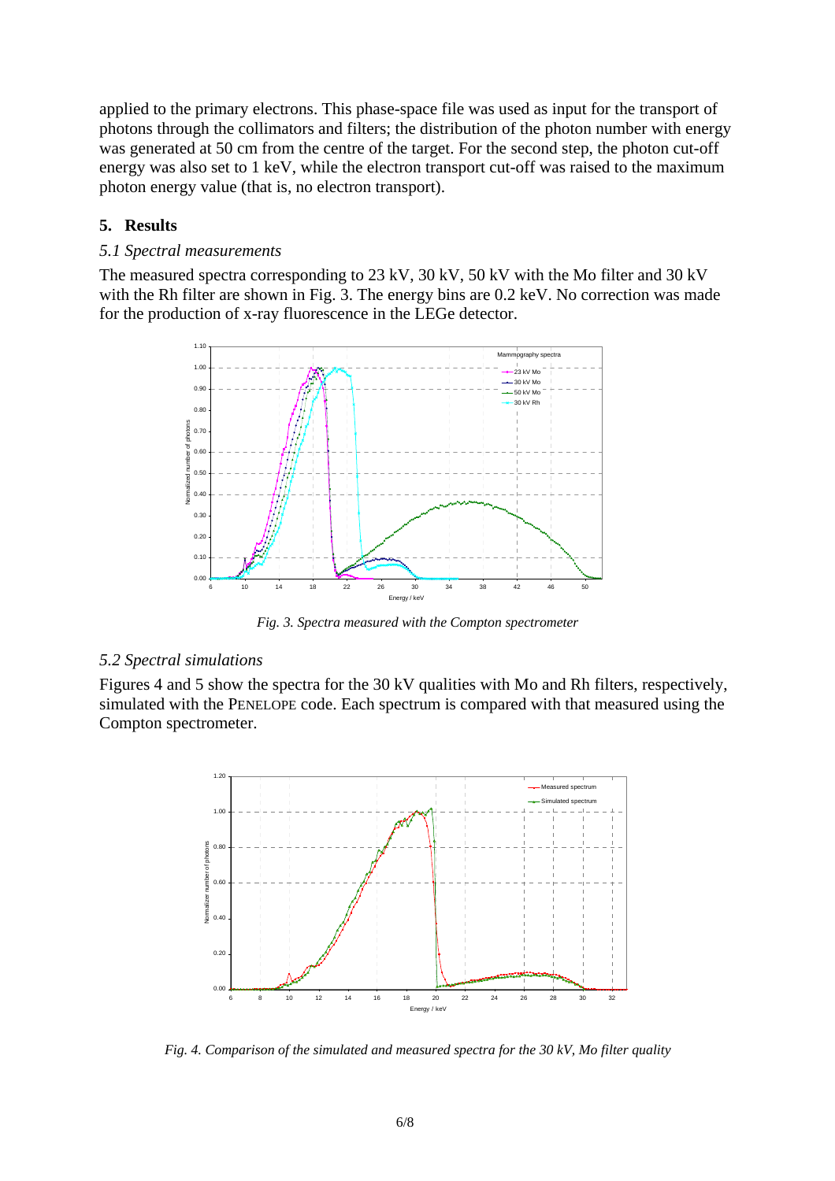applied to the primary electrons. This phase-space file was used as input for the transport of photons through the collimators and filters; the distribution of the photon number with energy was generated at 50 cm from the centre of the target. For the second step, the photon cut-off energy was also set to 1 keV, while the electron transport cut-off was raised to the maximum photon energy value (that is, no electron transport).

## 5. Results

### *5.1 Spectral measurements*

The measured spectra corresponding to 23 kV, 30 kV, 50 kV with the Mo filter and 30 kV with the Rh filter are shown in Fig. 3. The energy bins are 0.2 keV. No correction was made for the production of x-ray fluorescence in the LEGe detector.

*Fig. 3. Spectra measured with the Compton spectrometer*

### *5.2 Spectral simulations*

Figures 4 and 5 show the spectra for the 30 kV qualities with Mo and Rh filters, respectively, simulated with the PENELOPE code. Each spectrum is compared with that measured using the Compton spectrometer.

*Fig. 4. Comparison of the simulated and measured spectra for the 30 kV, Mo filter quality*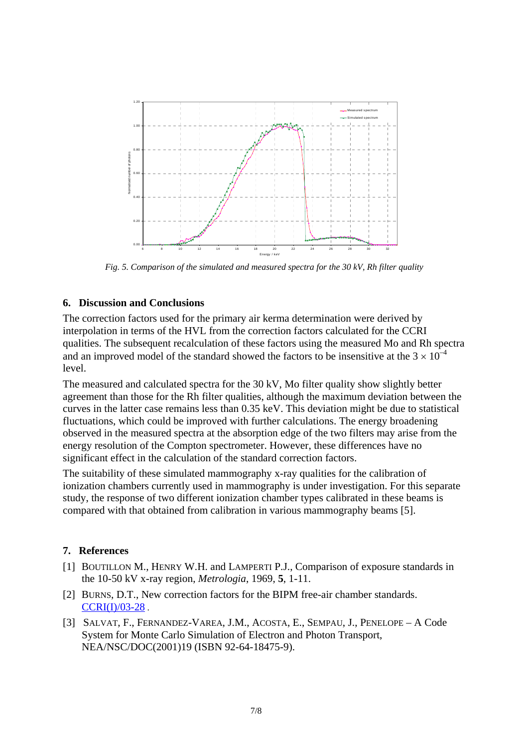*Fig. 5. Comparison of the simulated and measured spectra for the 30 kV, Rh filter quality*

## 6. Discussion and Conclusions

The correction factors used for the primary air kerma determination were derived by interpolation in terms of the HVL from the correction factors calculated for the CCRI qualities. The subsequent recalculation of these factors using the measured Mo and Rh spectra and an improved model of the standard showed the factors to be insensitive at the $3 \times 10^{-4}$ level.

The measured and calculated spectra for the 30 kV, Mo filter quality show slightly better agreement than those for the Rh filter qualities, although the maximum deviation between the curves in the latter case remains less than 0.35 keV. This deviation might be due to statistical fluctuations, which could be improved with further calculations. The energy broadening observed in the measured spectra at the absorption edge of the two filters may arise from the energy resolution of the Compton spectrometer. However, these differences have no significant effect in the calculation of the standard correction factors.

The suitability of these simulated mammography x-ray qualities for the calibration of ionization chambers currently used in mammography is under investigation. For this separate study, the response of two different ionization chamber types calibrated in these beams is compared with that obtained from calibration in various mammography beams [5].

## 7. References

[1] BOUTILLON M., HENRY W.H. and LAMPERTI P.J., Comparison of exposure standards in the 10-50 kV x-ray region, *Metrologia*, 1969, **5**, 1-11.

[2] BURNS, D.T., New correction factors for the BIPM free-air chamber standards. CCRI(I)/03-28 .

[3] SALVAT, F., FERNANDEZ-VAREA, J.M., ACOSTA, E., SEMPAU, J., PENELOPE – A Code System for Monte Carlo Simulation of Electron and Photon Transport, NEA/NSC/DOC(2001)19 (ISBN 92-64-18475-9).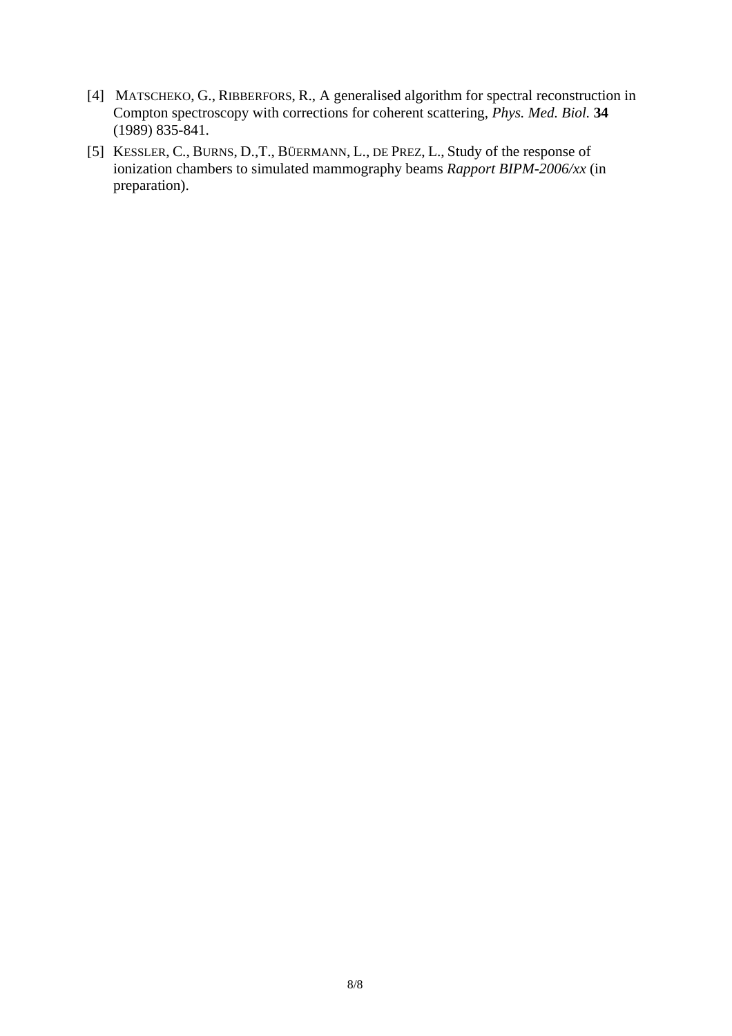[4] MATSCHEKO, G., RIBBERFORS, R., A generalised algorithm for spectral reconstruction in Compton spectroscopy with corrections for coherent scattering, *Phys. Med. Biol.* **34** (1989) 835-841.

[5] KESSLER, C., BURNS, D.,T., BÜERMANN, L., DE PREZ, L., Study of the response of ionization chambers to simulated mammography beams *Rapport BIPM-2006/xx* (in preparation).